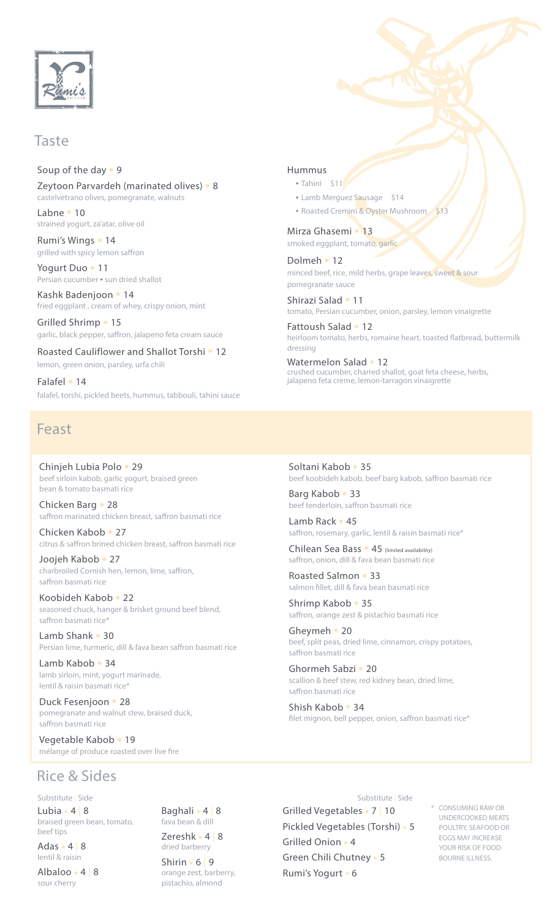Rumi's

## Taste

Soup of the day • 9

Zeytoon Parvardeh (marinated olives) • 8
castelvetrano olives, pomegranate, walnuts

Labne • 10
strained yogurt, za'atar, olive oil

Rumi's Wings • 14
grilled with spicy lemon saffron

Yogurt Duo • 11
Persian cucumber • sun dried shallot

Kashk Badenjoon • 14
fried eggplant , cream of whey, crispy onion, mint

Grilled Shrimp • 15
garlic, black pepper, saffron, jalapeno feta cream sauce

Roasted Cauliflower and Shallot Torshi • 12
lemon, green onion, parsley, urfa chili

Falafel • 14
falafel, torshi, pickled beets, hummus, tabbouli, tahini sauce

Hummus
- Tahini $11
- Lamb Merguez Sausage $14
- Roasted Cremini & Oyster Mushroom $13

Mirza Ghasemi • 13
smoked eggplant, tomato, garlic

Dolmeh • 12
minced beef, rice, mild herbs, grape leaves, sweet & sour pomegranate sauce

Shirazi Salad • 11
tomato, Persian cucumber, onion, parsley, lemon vinaigrette

Fattoush Salad • 12
heirloom tomato, herbs, romaine heart, toasted flatbread, buttermilk dressing

Watermelon Salad • 12
crushed cucumber, charred shallot, goat feta cheese, herbs, jalapeno feta creme, lemon-tarragon vinaigrette

## Feast

Chinjeh Lubia Polo • 29
beef sirloin kabob, garlic yogurt, braised green bean & tomato basmati rice

Chicken Barg • 28
saffron marinated chicken breast, saffron basmati rice

Chicken Kabob • 27
citrus & saffron brined chicken breast, saffron basmati rice

Joojeh Kabob • 27
charbroiled Cornish hen, lemon, lime, saffron, saffron basmati rice

Koobideh Kabob • 22
seasoned chuck, hanger & brisket ground beef blend, saffron basmati rice*

Lamb Shank • 30
Persian lime, turmeric, dill & fava bean saffron basmati rice

Lamb Kabob • 34
lamb sirloin, mint, yogurt marinade, lentil & raisin basmati rice*

Duck Fesenjoon • 28
pomegranate and walnut stew, braised duck, saffron basmati rice

Vegetable Kabob • 19
mélange of produce roasted over live fire

Soltani Kabob • 35
beef koobideh kabob, beef barg kabob, saffron basmati rice

Barg Kabob • 33
beef tenderloin, saffron basmati rice

Lamb Rack • 45
saffron, rosemary, garlic, lentil & raisin basmati rice*

Chilean Sea Bass • 45 (limited availability)
saffron, onion, dill & fava bean basmati rice

Roasted Salmon • 33
salmon fillet, dill & fava bean basmati rice

Shrimp Kabob • 35
saffron, orange zest & pistachio basmati rice

Gheymeh • 20
beef, split peas, dried lime, cinnamon, crispy potatoes, saffron basmati rice

Ghormeh Sabzi • 20
scallion & beef stew, red kidney bean, dried lime, saffron basmati rice

Shish Kabob • 34
filet mignon, bell pepper, onion, saffron basmati rice*

## Rice & Sides

Substitute | Side

Lubia • 4 | 8
braised green bean, tomato, beef tips

Adas • 4 | 8
lentil & raisin

Albaloo • 4 | 8
sour cherry

Baghali • 4 | 8
fava bean & dill

Zereshk • 4 | 8
dried barberry

Shirin • 6 | 9
orange zest, barberry, pistachio, almond

Substitute | Side

Grilled Vegetables • 7 | 10

Pickled Vegetables (Torshi) • 5

Grilled Onion • 4

Green Chili Chutney • 5

Rumi's Yogurt • 6

* CONSUMING RAW OR UNDERCOOKED MEATS POULTRY, SEAFOOD OR EGGS MAY INCREASE YOUR RISK OF FOOD BOURNE ILLNESS.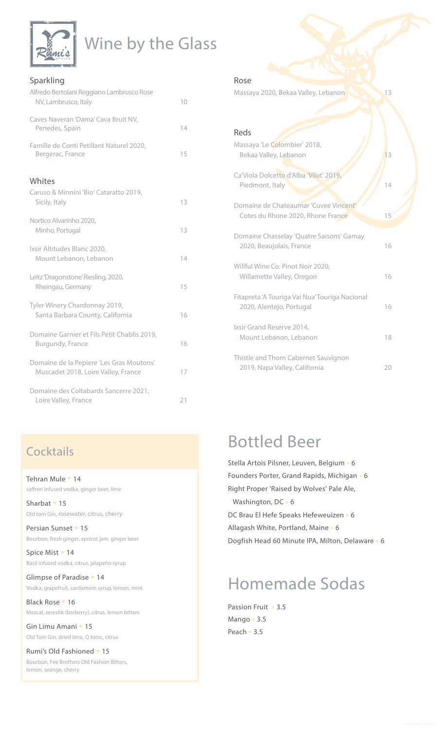# Wine by the Glass

## Sparkling

| Wine | Price |
|---|---|
| Alfredo Bertolani Reggiano Lambrusco Rose NV, Lambrusco, Italy | 10 |
| Caves Naveran 'Dama' Cava Bruit NV, Penedes, Spain | 14 |
| Famille de Conti Petillant Naturel 2020, Bergerac, France | 15 |

## Whites

| Wine | Price |
|---|---|
| Caruso & Minnini 'Bio' Cataratto 2019, Sicily, Italy | 13 |
| Nortico Alvarinho 2020, Minho, Portugal | 13 |
| Ixsir Altitudes Blanc 2020, Mount Lebanon, Lebanon | 14 |
| Leitz 'Dragonstone' Riesling, 2020, Rheingau, Germany | 15 |
| Tyler Winery Chardonnay 2019, Santa Barbara County, California | 16 |
| Domaine Garnier et Fils Petit Chablis 2019, Burgundy, France | 16 |
| Domaine de la Pepiere 'Les Gras Moutons' Muscadet 2018, Loire Valley, France | 17 |
| Domaine des Coltabards Sancerre 2021, Loire Valley, France | 21 |

## Rose

| Wine | Price |
|---|---|
| Massaya 2020, Bekaa Valley, Lebanon | 13 |

## Reds

| Wine | Price |
|---|---|
| Massaya 'Le Colombier' 2018, Bekaa Valley, Lebanon | 13 |
| Ca'Viola Dolcetto d'Alba 'Vilot' 2019, Piedmont, Italy | 14 |
| Domaine de Chateaumar 'Cuvee Vincent' Cotes du Rhone 2020, Rhone France | 15 |
| Domaine Chasselay 'Quatre Saisons' Gamay 2020, Beaujolais, France | 16 |
| Willful Wine Co. Pinot Noir 2020, Willamette Valley, Oregon | 16 |
| Fitapreta 'A Touriga Vai Nua' Touriga Nacional 2020, Alentejo, Portugal | 16 |
| Ixsir Grand Reserve 2014, Mount Lebanon, Lebanon | 18 |
| Thistle and Thorn Cabernet Sauvignon 2019, Napa Valley, California | 20 |

# Cocktails

**Tehran Mule** • 14
saffron infused vodka, ginger beer, lime

**Sharbat** • 15
Old tom Gin, rosewater, citrus, cherry

**Persian Sunset** • 15
Bourbon, fresh ginger, apricot jam, ginger beer

**Spice Mist** • 14
Basil infused vodka, citrus, jalapeño syrup

**Glimpse of Paradise** • 14
Vodka, grapefruit, cardamom syrup, lemon, mint

**Black Rose** • 16
Mezcal, zereshk (barberry), citrus, lemon bitters

**Gin Limu Amani** • 15
Old Tom Gin, dried lime, Q tonic, citrus

**Rumi's Old Fashioned** • 15
Bourbon, Fee Brothers Old Fashion Bitters, lemon, orange, cherry

# Bottled Beer

- Stella Artois Pilsner, Leuven, Belgium • 6
- Founders Porter, Grand Rapids, Michigan • 6
- Right Proper 'Raised by Wolves' Pale Ale, Washington, DC • 6
- DC Brau El Hefe Speaks Hefeweuizen • 6
- Allagash White, Portland, Maine • 6
- Dogfish Head 60 Minute IPA, Milton, Delaware • 6

# Homemade Sodas

- Passion Fruit • 3.5
- Mango • 3.5
- Peach • 3.5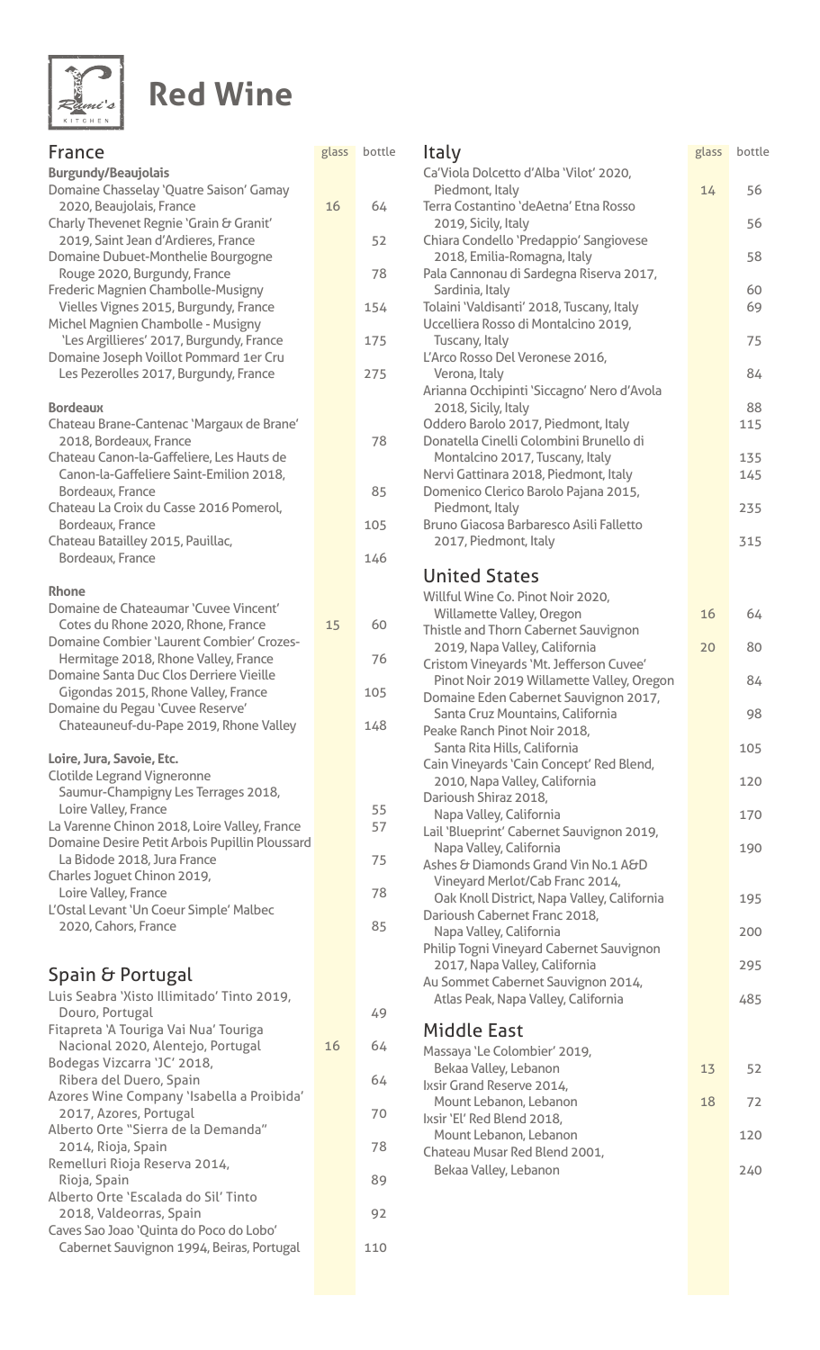# Red Wine

## France

| Burgundy/Beaujolais | glass | bottle |
|---|---|---|
| Domaine Chasselay 'Quatre Saison' Gamay 2020, Beaujolais, France | 16 | 64 |
| Charly Thevenet Regnie 'Grain & Granit' 2019, Saint Jean d'Ardieres, France | | 52 |
| Domaine Dubuet-Monthelie Bourgogne Rouge 2020, Burgundy, France | | 78 |
| Frederic Magnien Chambolle-Musigny Vielles Vignes 2015, Burgundy, France | | 154 |
| Michel Magnien Chambolle - Musigny 'Les Argillieres' 2017, Burgundy, France | | 175 |
| Domaine Joseph Voillot Pommard 1er Cru Les Pezerolles 2017, Burgundy, France | | 275 |

| Bordeaux | glass | bottle |
|---|---|---|
| Chateau Brane-Cantenac 'Margaux de Brane' 2018, Bordeaux, France | | 78 |
| Chateau Canon-la-Gaffeliere, Les Hauts de Canon-la-Gaffeliere Saint-Emilion 2018, Bordeaux, France | | 85 |
| Chateau La Croix du Casse 2016 Pomerol, Bordeaux, France | | 105 |
| Chateau Batailley 2015, Pauillac, Bordeaux, France | | 146 |

| Rhone | glass | bottle |
|---|---|---|
| Domaine de Chateaumar 'Cuvee Vincent' Cotes du Rhone 2020, Rhone, France | 15 | 60 |
| Domaine Combier 'Laurent Combier' Crozes-Hermitage 2018, Rhone Valley, France | | 76 |
| Domaine Santa Duc Clos Derriere Vieille Gigondas 2015, Rhone Valley, France | | 105 |
| Domaine du Pegau 'Cuvee Reserve' Chateauneuf-du-Pape 2019, Rhone Valley | | 148 |

| Loire, Jura, Savoie, Etc. | glass | bottle |
|---|---|---|
| Clotilde Legrand Vigneronne Saumur-Champigny Les Terrages 2018, Loire Valley, France | | 55 |
| La Varenne Chinon 2018, Loire Valley, France | | 57 |
| Domaine Desire Petit Arbois Pupillin Ploussard La Bidode 2018, Jura France | | 75 |
| Charles Joguet Chinon 2019, Loire Valley, France | | 78 |
| L'Ostal Levant 'Un Coeur Simple' Malbec 2020, Cahors, France | | 85 |

## Spain & Portugal

| Wine | glass | bottle |
|---|---|---|
| Luis Seabra 'Xisto Illimitado' Tinto 2019, Douro, Portugal | | 49 |
| Fitapreta 'A Touriga Vai Nua' Touriga Nacional 2020, Alentejo, Portugal | 16 | 64 |
| Bodegas Vizcarra 'JC' 2018, Ribera del Duero, Spain | | 64 |
| Azores Wine Company 'Isabella a Proibida' 2017, Azores, Portugal | | 70 |
| Alberto Orte "Sierra de la Demanda" 2014, Rioja, Spain | | 78 |
| Remelluri Rioja Reserva 2014, Rioja, Spain | | 89 |
| Alberto Orte 'Escalada do Sil' Tinto 2018, Valdeorras, Spain | | 92 |
| Caves Sao Joao 'Quinta do Poco do Lobo' Cabernet Sauvignon 1994, Beiras, Portugal | | 110 |

## Italy

| Wine | glass | bottle |
|---|---|---|
| Ca'Viola Dolcetto d'Alba 'Vilot' 2020, Piedmont, Italy | 14 | 56 |
| Terra Costantino 'deAetna' Etna Rosso 2019, Sicily, Italy | | 56 |
| Chiara Condello 'Predappio' Sangiovese 2018, Emilia-Romagna, Italy | | 58 |
| Pala Cannonau di Sardegna Riserva 2017, Sardinia, Italy | | 60 |
| Tolaini 'Valdisanti' 2018, Tuscany, Italy | | 69 |
| Uccelliera Rosso di Montalcino 2019, Tuscany, Italy | | 75 |
| L'Arco Rosso Del Veronese 2016, Verona, Italy | | 84 |
| Arianna Occhipinti 'Siccagno' Nero d'Avola 2018, Sicily, Italy | | 88 |
| Oddero Barolo 2017, Piedmont, Italy | | 115 |
| Donatella Cinelli Colombini Brunello di Montalcino 2017, Tuscany, Italy | | 135 |
| Nervi Gattinara 2018, Piedmont, Italy | | 145 |
| Domenico Clerico Barolo Pajana 2015, Piedmont, Italy | | 235 |
| Bruno Giacosa Barbaresco Asili Falletto 2017, Piedmont, Italy | | 315 |

## United States

| Wine | glass | bottle |
|---|---|---|
| Willful Wine Co. Pinot Noir 2020, Willamette Valley, Oregon | 16 | 64 |
| Thistle and Thorn Cabernet Sauvignon 2019, Napa Valley, California | 20 | 80 |
| Cristom Vineyards 'Mt. Jefferson Cuvee' Pinot Noir 2019 Willamette Valley, Oregon | | 84 |
| Domaine Eden Cabernet Sauvignon 2017, Santa Cruz Mountains, California | | 98 |
| Peake Ranch Pinot Noir 2018, Santa Rita Hills, California | | 105 |
| Cain Vineyards 'Cain Concept' Red Blend, 2010, Napa Valley, California | | 120 |
| Darioush Shiraz 2018, Napa Valley, California | | 170 |
| Lail 'Blueprint' Cabernet Sauvignon 2019, Napa Valley, California | | 190 |
| Ashes & Diamonds Grand Vin No.1 A&D Vineyard Merlot/Cab Franc 2014, Oak Knoll District, Napa Valley, California | | 195 |
| Darioush Cabernet Franc 2018, Napa Valley, California | | 200 |
| Philip Togni Vineyard Cabernet Sauvignon 2017, Napa Valley, California | | 295 |
| Au Sommet Cabernet Sauvignon 2014, Atlas Peak, Napa Valley, California | | 485 |

## Middle East

| Wine | glass | bottle |
|---|---|---|
| Massaya 'Le Colombier' 2019, Bekaa Valley, Lebanon | 13 | 52 |
| Ixsir Grand Reserve 2014, Mount Lebanon, Lebanon | 18 | 72 |
| Ixsir 'El' Red Blend 2018, Mount Lebanon, Lebanon | | 120 |
| Chateau Musar Red Blend 2001, Bekaa Valley, Lebanon | | 240 |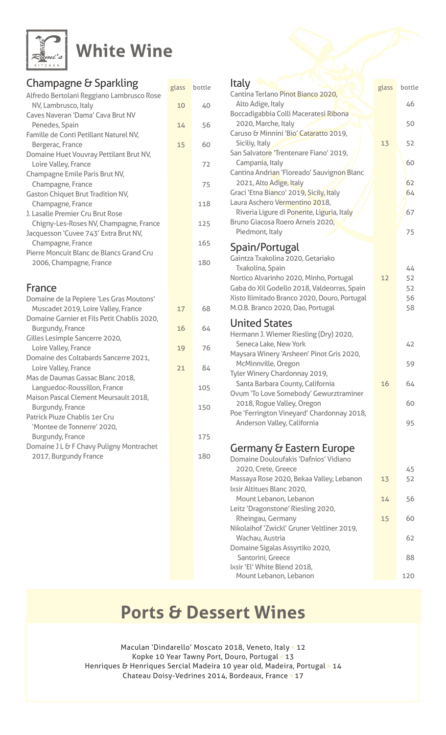# White Wine

## Champagne & Sparkling

| | glass | bottle |
|---|---|---|
| Alfredo Bertolani Reggiano Lambrusco Rose NV, Lambrusco, Italy | 10 | 40 |
| Caves Naveran 'Dama' Cava Brut NV Penedes, Spain | 14 | 56 |
| Famille de Conti Petillant Naturel NV, Bergerac, France | 15 | 60 |
| Domaine Huet Vouvray Pettilant Brut NV, Loire Valley, France | | 72 |
| Champagne Emile Paris Brut NV, Champagne, France | | 75 |
| Gaston Chiquet Brut Tradition NV, Champagne, France | | 118 |
| J. Lasalle Premier Cru Brut Rose Chigny-Les-Roses NV, Champagne, France | | 125 |
| Jacquesson 'Cuvee 743' Extra Brut NV, Champagne, France | | 165 |
| Pierre Moncuit Blanc de Blancs Grand Cru 2006, Champagne, France | | 180 |

## France

| | glass | bottle |
|---|---|---|
| Domaine de la Pepiere 'Les Gras Moutons' Muscadet 2019, Loire Valley, France | 17 | 68 |
| Domaine Garnier et Fils Petit Chablis 2020, Burgundy, France | 16 | 64 |
| Gilles Lesimple Sancerre 2020, Loire Valley, France | 19 | 76 |
| Domaine des Coltabards Sancerre 2021, Loire Valley, France | 21 | 84 |
| Mas de Daumas Gassac Blanc 2018, Languedoc-Roussillon, France | | 105 |
| Maison Pascal Clement Meursault 2018, Burgundy, France | | 150 |
| Patrick Piuze Chablis 1er Cru 'Montee de Tonnerre' 2020, Burgundy, France | | 175 |
| Domaine J L & F Chavy Puligny Montrachet 2017, Burgundy France | | 180 |

## Italy

| | glass | bottle |
|---|---|---|
| Cantina Terlano Pinot Bianco 2020, Alto Adige, Italy | | 46 |
| Boccadigabbia Colli Maceratesi Ribona 2020, Marche, Italy | | 50 |
| Caruso & Minnini 'Bio' Cataratto 2019, Siciliy, Italy | 13 | 52 |
| San Salvatore 'Trentenare Fiano' 2019, Campania, Italy | | 60 |
| Cantina Andrian 'Floreado' Sauvignon Blanc 2021, Alto Adige, Italy | | 62 |
| Graci 'Etna Bianco' 2019, Sicily, Italy | | 64 |
| Laura Aschero Vermentino 2018, Riveria Ligure di Ponente, Liguria, Italy | | 67 |
| Bruno Giacosa Roero Arneis 2020, Piedmont, Italy | | 75 |

## Spain/Portugal

| | glass | bottle |
|---|---|---|
| Gaintza Txakolina 2020, Getariako Txakolina, Spain | | 44 |
| Nortico Alvarinho 2020, Minho, Portugal | 12 | 52 |
| Gaba do Xil Godello 2018, Valdeorras, Spain | | 52 |
| Xisto Ilimitado Branco 2020, Douro, Portugal | | 56 |
| M.O.B. Branco 2020, Dao, Portugal | | 58 |

## United States

| | glass | bottle |
|---|---|---|
| Hermann J. Wiemer Riesling (Dry) 2020, Seneca Lake, New York | | 42 |
| Maysara Winery 'Arsheen' Pinot Gris 2020, McMinnville, Oregon | | 59 |
| Tyler Winery Chardonnay 2019, Santa Barbara County, California | 16 | 64 |
| Ovum 'To Love Somebody' Gewurztraminer 2018, Rogue Valley, Oregon | | 60 |
| Poe 'Ferrington Vineyard' Chardonnay 2018, Anderson Valley, California | | 95 |

## Germany & Eastern Europe

| | glass | bottle |
|---|---|---|
| Domaine Douloufakis 'Dafnios' Vidiano 2020, Crete, Greece | | 45 |
| Massaya Rose 2020, Bekaa Valley, Lebanon | 13 | 52 |
| Ixsir Altitues Blanc 2020, Mount Lebanon, Lebanon | 14 | 56 |
| Leitz 'Dragonstone' Riesling 2020, Rheingau, Germany | 15 | 60 |
| Nikolaihof 'Zwickl' Gruner Veltliner 2019, Wachau, Austria | | 62 |
| Domaine Sigalas Assyrtiko 2020, Santorini, Greece | | 88 |
| Ixsir 'El' White Blend 2018, Mount Lebanon, Lebanon | | 120 |

# Ports & Dessert Wines

Maculan 'Dindarello' Moscato 2018, Veneto, Italy • 12

Kopke 10 Year Tawny Port, Douro, Portugal • 13

Henriques & Henriques Sercial Madeira 10 year old, Madeira, Portugal • 14

Chateau Doisy-Vedrines 2014, Bordeaux, France • 17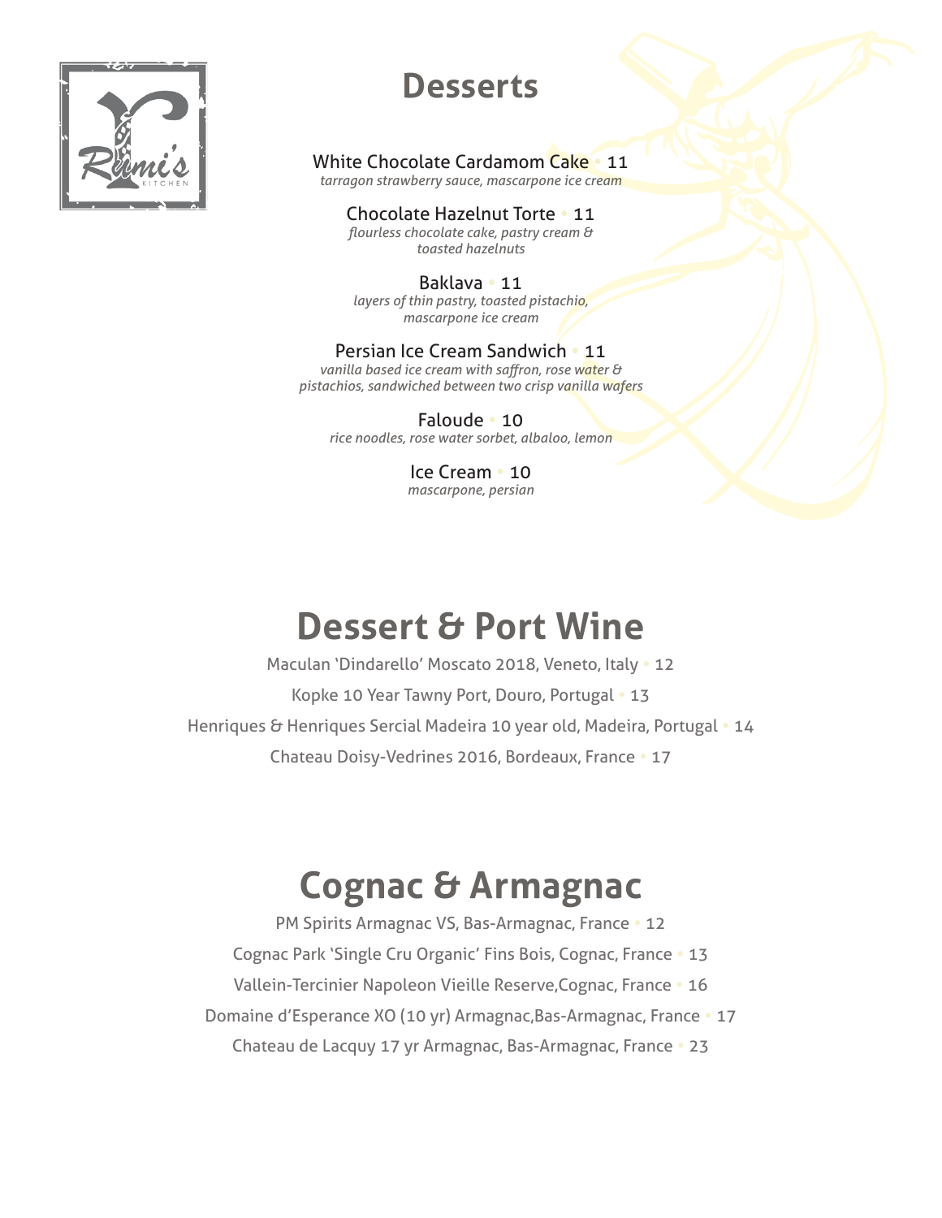# Desserts

White Chocolate Cardamom Cake • 11
*tarragon strawberry sauce, mascarpone ice cream*

Chocolate Hazelnut Torte • 11
*flourless chocolate cake, pastry cream & toasted hazelnuts*

Baklava • 11
*layers of thin pastry, toasted pistachio, mascarpone ice cream*

Persian Ice Cream Sandwich • 11
*vanilla based ice cream with saffron, rose water & pistachios, sandwiched between two crisp vanilla wafers*

Faloude • 10
*rice noodles, rose water sorbet, albaloo, lemon*

Ice Cream • 10
*mascarpone, persian*

# Dessert & Port Wine

Maculan 'Dindarello' Moscato 2018, Veneto, Italy • 12

Kopke 10 Year Tawny Port, Douro, Portugal • 13

Henriques & Henriques Sercial Madeira 10 year old, Madeira, Portugal • 14

Chateau Doisy-Vedrines 2016, Bordeaux, France • 17

# Cognac & Armagnac

PM Spirits Armagnac VS, Bas-Armagnac, France • 12

Cognac Park 'Single Cru Organic' Fins Bois, Cognac, France • 13

Vallein-Tercinier Napoleon Vieille Reserve,Cognac, France • 16

Domaine d'Esperance XO (10 yr) Armagnac,Bas-Armagnac, France • 17

Chateau de Lacquy 17 yr Armagnac, Bas-Armagnac, France • 23